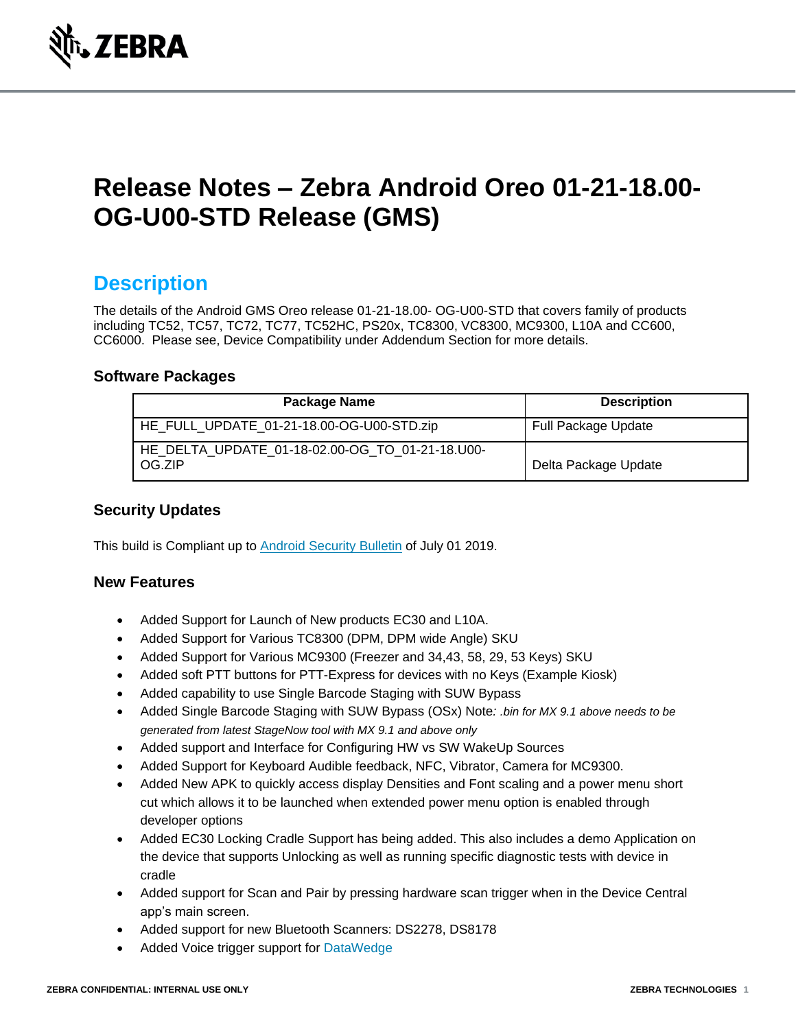# Release Notes – Zebra Android Oreo 01-21-18.00-OG-U00-STD Release (GMS)

## Description

The details of the Android GMS Oreo release 01-21-18.00- OG-U00-STD that covers family of products including TC52, TC57, TC72, TC77, TC52HC, PS20x, TC8300, VC8300, MC9300, L10A and CC600, CC6000. Please see, Device Compatibility under Addendum Section for more details.

### Software Packages

| Package Name | Description |
| --- | --- |
| HE_FULL_UPDATE_01-21-18.00-OG-U00-STD.zip | Full Package Update |
| HE_DELTA_UPDATE_01-18-02.00-OG_TO_01-21-18.U00-OG.ZIP | Delta Package Update |

### Security Updates

This build is Compliant up to Android Security Bulletin of July 01 2019.

### New Features

- Added Support for Launch of New products EC30 and L10A.
- Added Support for Various TC8300 (DPM, DPM wide Angle) SKU
- Added Support for Various MC9300 (Freezer and 34,43, 58, 29, 53 Keys) SKU
- Added soft PTT buttons for PTT-Express for devices with no Keys (Example Kiosk)
- Added capability to use Single Barcode Staging with SUW Bypass
- Added Single Barcode Staging with SUW Bypass (OSx) Note*: .bin for MX 9.1 above needs to be generated from latest StageNow tool with MX 9.1 and above only*
- Added support and Interface for Configuring HW vs SW WakeUp Sources
- Added Support for Keyboard Audible feedback, NFC, Vibrator, Camera for MC9300.
- Added New APK to quickly access display Densities and Font scaling and a power menu short cut which allows it to be launched when extended power menu option is enabled through developer options
- Added EC30 Locking Cradle Support has being added. This also includes a demo Application on the device that supports Unlocking as well as running specific diagnostic tests with device in cradle
- Added support for Scan and Pair by pressing hardware scan trigger when in the Device Central app's main screen.
- Added support for new Bluetooth Scanners: DS2278, DS8178
- Added Voice trigger support for DataWedge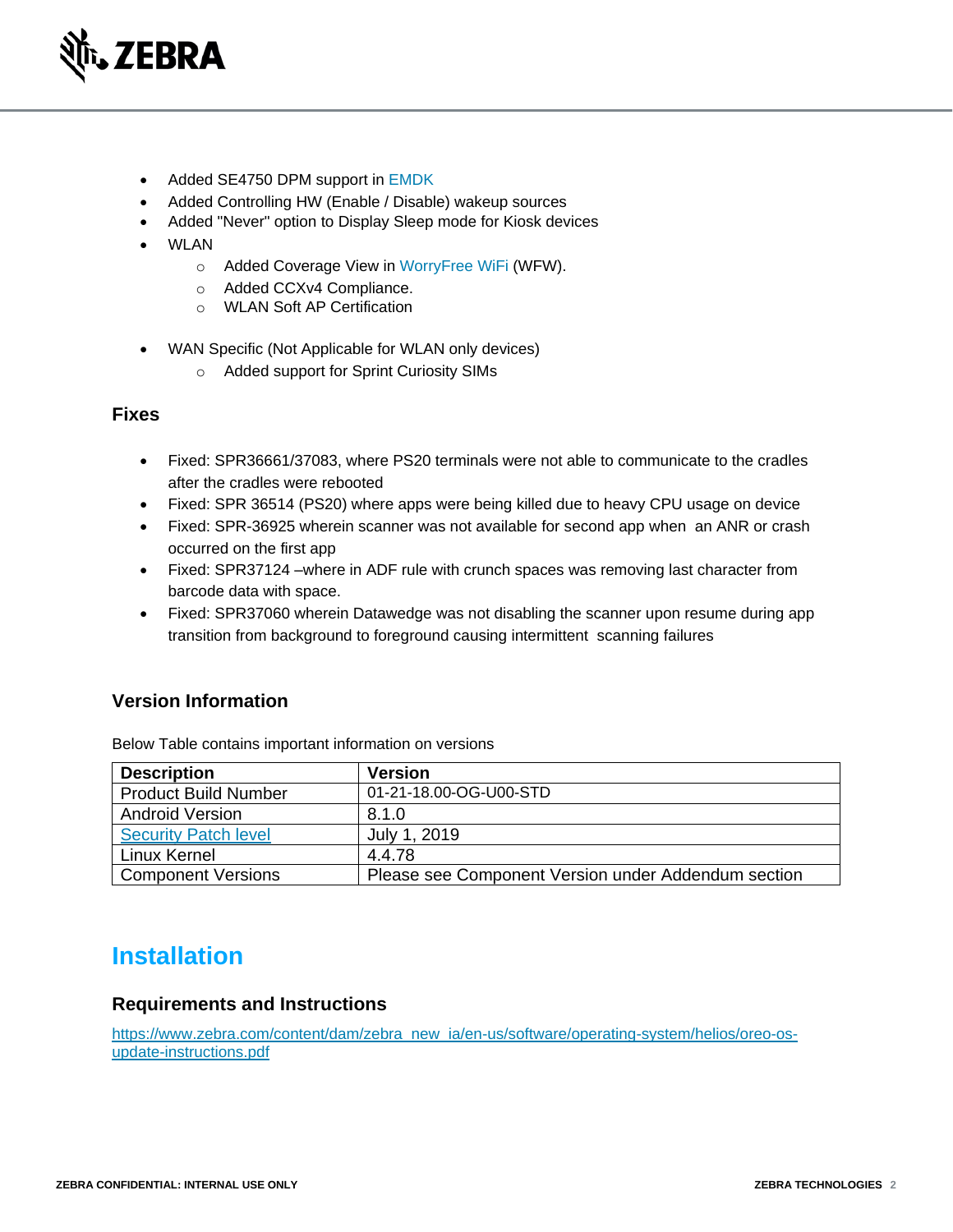- Added SE4750 DPM support in EMDK
- Added Controlling HW (Enable / Disable) wakeup sources
- Added "Never" option to Display Sleep mode for Kiosk devices
- WLAN
    - Added Coverage View in WorryFree WiFi (WFW).
    - Added CCXv4 Compliance.
    - WLAN Soft AP Certification

- WAN Specific (Not Applicable for WLAN only devices)
    - Added support for Sprint Curiosity SIMs

### Fixes

- Fixed: SPR36661/37083, where PS20 terminals were not able to communicate to the cradles after the cradles were rebooted
- Fixed: SPR 36514 (PS20) where apps were being killed due to heavy CPU usage on device
- Fixed: SPR-36925 wherein scanner was not available for second app when an ANR or crash occurred on the first app
- Fixed: SPR37124 –where in ADF rule with crunch spaces was removing last character from barcode data with space.
- Fixed: SPR37060 wherein Datawedge was not disabling the scanner upon resume during app transition from background to foreground causing intermittent scanning failures

### Version Information

Below Table contains important information on versions

| Description | Version |
|---|---|
| Product Build Number | 01-21-18.00-OG-U00-STD |
| Android Version | 8.1.0 |
| Security Patch level | July 1, 2019 |
| Linux Kernel | 4.4.78 |
| Component Versions | Please see Component Version under Addendum section |

## Installation

### Requirements and Instructions

https://www.zebra.com/content/dam/zebra_new_ia/en-us/software/operating-system/helios/oreo-os-update-instructions.pdf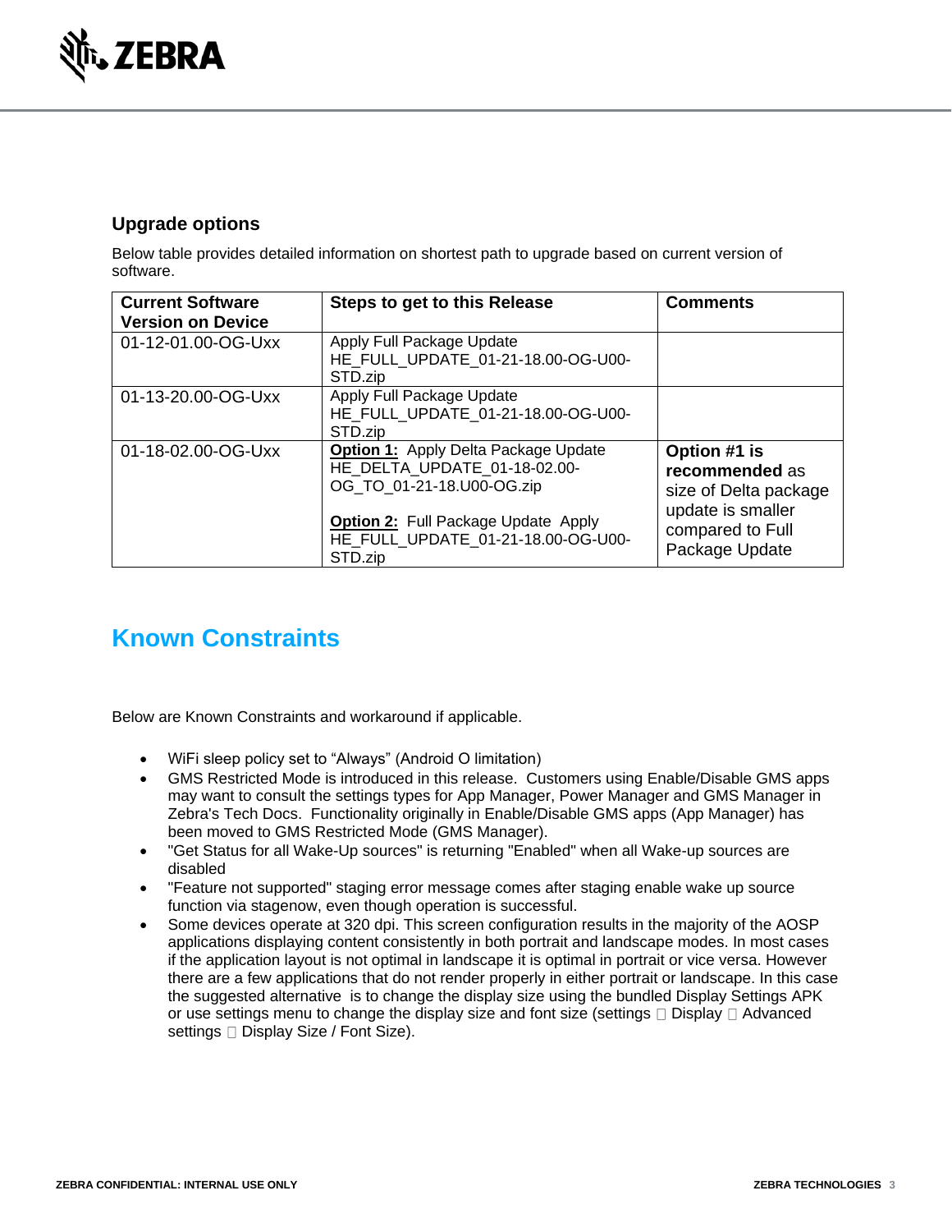### Upgrade options

Below table provides detailed information on shortest path to upgrade based on current version of software.

| Current Software Version on Device | Steps to get to this Release | Comments |
|---|---|---|
| 01-12-01.00-OG-Uxx | Apply Full Package Update HE_FULL_UPDATE_01-21-18.00-OG-U00-STD.zip | |
| 01-13-20.00-OG-Uxx | Apply Full Package Update HE_FULL_UPDATE_01-21-18.00-OG-U00-STD.zip | |
| 01-18-02.00-OG-Uxx | **Option 1:** Apply Delta Package Update HE_DELTA_UPDATE_01-18-02.00-OG_TO_01-21-18.U00-OG.zip<br><br>**Option 2:** Full Package Update Apply HE_FULL_UPDATE_01-21-18.00-OG-U00-STD.zip | **Option #1 is recommended** as size of Delta package update is smaller compared to Full Package Update |

## Known Constraints

Below are Known Constraints and workaround if applicable.

- WiFi sleep policy set to "Always" (Android O limitation)
- GMS Restricted Mode is introduced in this release. Customers using Enable/Disable GMS apps may want to consult the settings types for App Manager, Power Manager and GMS Manager in Zebra's Tech Docs. Functionality originally in Enable/Disable GMS apps (App Manager) has been moved to GMS Restricted Mode (GMS Manager).
- "Get Status for all Wake-Up sources" is returning "Enabled" when all Wake-up sources are disabled
- "Feature not supported" staging error message comes after staging enable wake up source function via stagenow, even though operation is successful.
- Some devices operate at 320 dpi. This screen configuration results in the majority of the AOSP applications displaying content consistently in both portrait and landscape modes. In most cases if the application layout is not optimal in landscape it is optimal in portrait or vice versa. However there are a few applications that do not render properly in either portrait or landscape. In this case the suggested alternative is to change the display size using the bundled Display Settings APK or use settings menu to change the display size and font size (settings  Display  Advanced settings  Display Size / Font Size).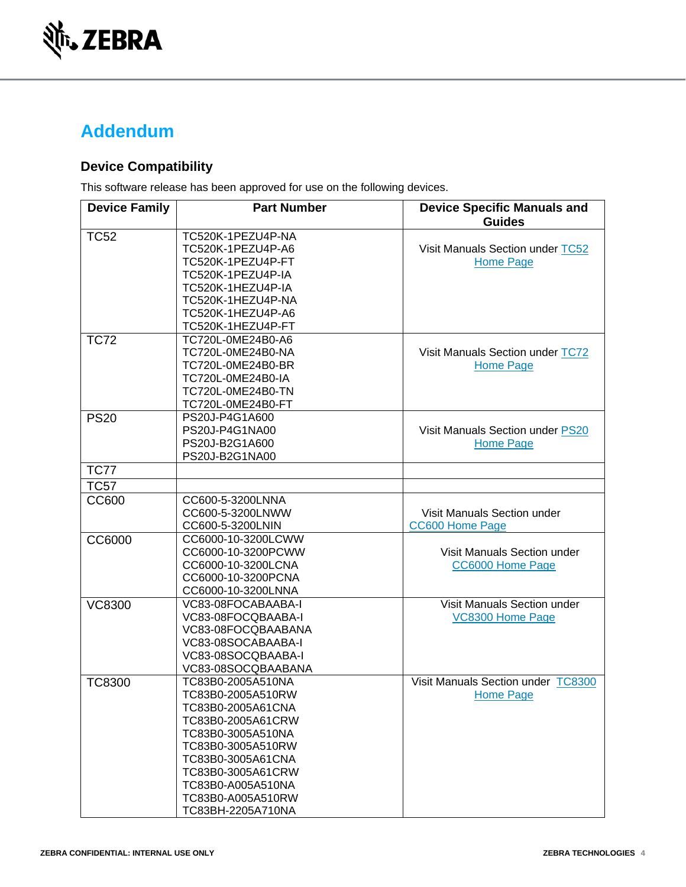# Addendum

## Device Compatibility

This software release has been approved for use on the following devices.

| Device Family | Part Number | Device Specific Manuals and Guides |
|---|---|---|
| TC52 | TC520K-1PEZU4P-NA<br>TC520K-1PEZU4P-A6<br>TC520K-1PEZU4P-FT<br>TC520K-1PEZU4P-IA<br>TC520K-1HEZU4P-IA<br>TC520K-1HEZU4P-NA<br>TC520K-1HEZU4P-A6<br>TC520K-1HEZU4P-FT | Visit Manuals Section under TC52 Home Page |
| TC72 | TC720L-0ME24B0-A6<br>TC720L-0ME24B0-NA<br>TC720L-0ME24B0-BR<br>TC720L-0ME24B0-IA<br>TC720L-0ME24B0-TN<br>TC720L-0ME24B0-FT | Visit Manuals Section under TC72 Home Page |
| PS20 | PS20J-P4G1A600<br>PS20J-P4G1NA00<br>PS20J-B2G1A600<br>PS20J-B2G1NA00 | Visit Manuals Section under PS20 Home Page |
| TC77 | | |
| TC57 | | |
| CC600 | CC600-5-3200LNNA<br>CC600-5-3200LNWW<br>CC600-5-3200LNIN | Visit Manuals Section under CC600 Home Page |
| CC6000 | CC6000-10-3200LCWW<br>CC6000-10-3200PCWW<br>CC6000-10-3200LCNA<br>CC6000-10-3200PCNA<br>CC6000-10-3200LNNA | Visit Manuals Section under CC6000 Home Page |
| VC8300 | VC83-08FOCABAABA-I<br>VC83-08FOCQBAABA-I<br>VC83-08FOCQBAABANA<br>VC83-08SOCABAABA-I<br>VC83-08SOCQBAABA-I<br>VC83-08SOCQBAABANA | Visit Manuals Section under VC8300 Home Page |
| TC8300 | TC83B0-2005A510NA<br>TC83B0-2005A510RW<br>TC83B0-2005A61CNA<br>TC83B0-2005A61CRW<br>TC83B0-3005A510NA<br>TC83B0-3005A510RW<br>TC83B0-3005A61CNA<br>TC83B0-3005A61CRW<br>TC83B0-A005A510NA<br>TC83B0-A005A510RW<br>TC83BH-2205A710NA | Visit Manuals Section under TC8300 Home Page |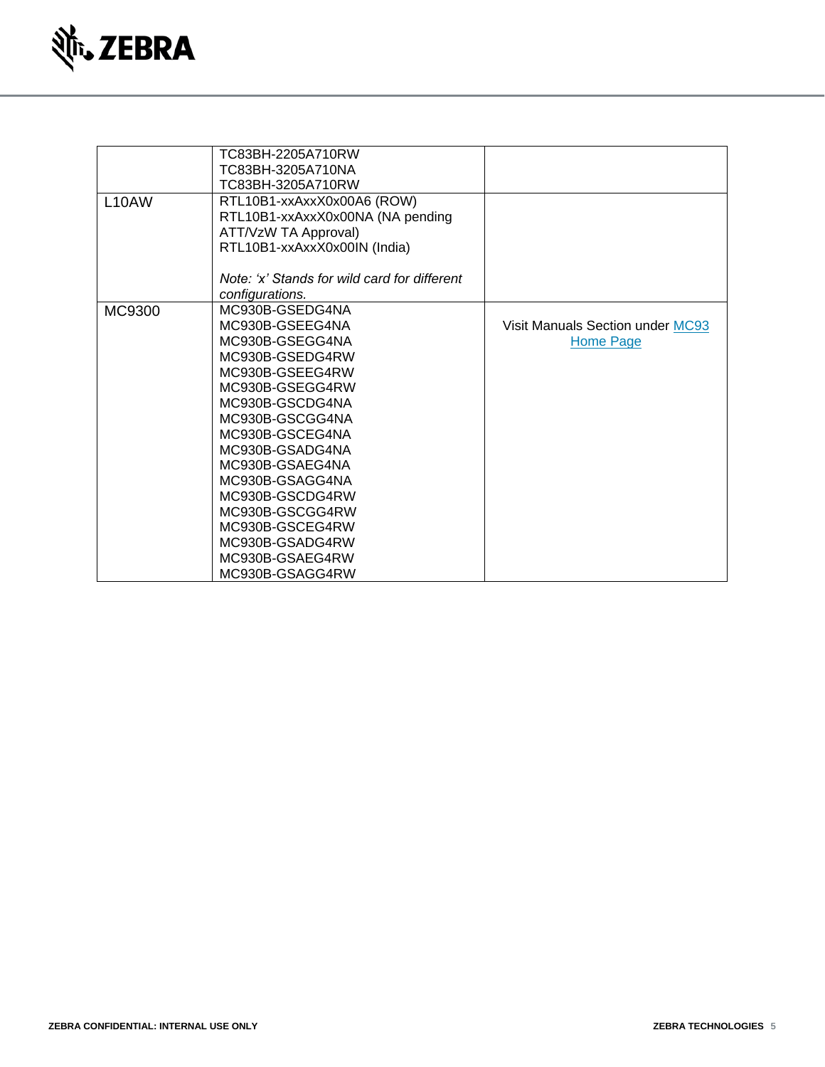| | | |
|---|---|---|
| | TC83BH-2205A710RW<br>TC83BH-3205A710NA<br>TC83BH-3205A710RW | |
| L10AW | RTL10B1-xxAxxX0x00A6 (ROW)<br>RTL10B1-xxAxxX0x00NA (NA pending ATT/VzW TA Approval)<br>RTL10B1-xxAxxX0x00IN (India)<br><br>*Note: 'x' Stands for wild card for different configurations.* | |
| MC9300 | MC930B-GSEDG4NA<br>MC930B-GSEEG4NA<br>MC930B-GSEGG4NA<br>MC930B-GSEDG4RW<br>MC930B-GSEEG4RW<br>MC930B-GSEGG4RW<br>MC930B-GSCDG4NA<br>MC930B-GSCGG4NA<br>MC930B-GSCEG4NA<br>MC930B-GSADG4NA<br>MC930B-GSAEG4NA<br>MC930B-GSAGG4NA<br>MC930B-GSCDG4RW<br>MC930B-GSCGG4RW<br>MC930B-GSCEG4RW<br>MC930B-GSADG4RW<br>MC930B-GSAEG4RW<br>MC930B-GSAGG4RW | Visit Manuals Section under MC93 Home Page |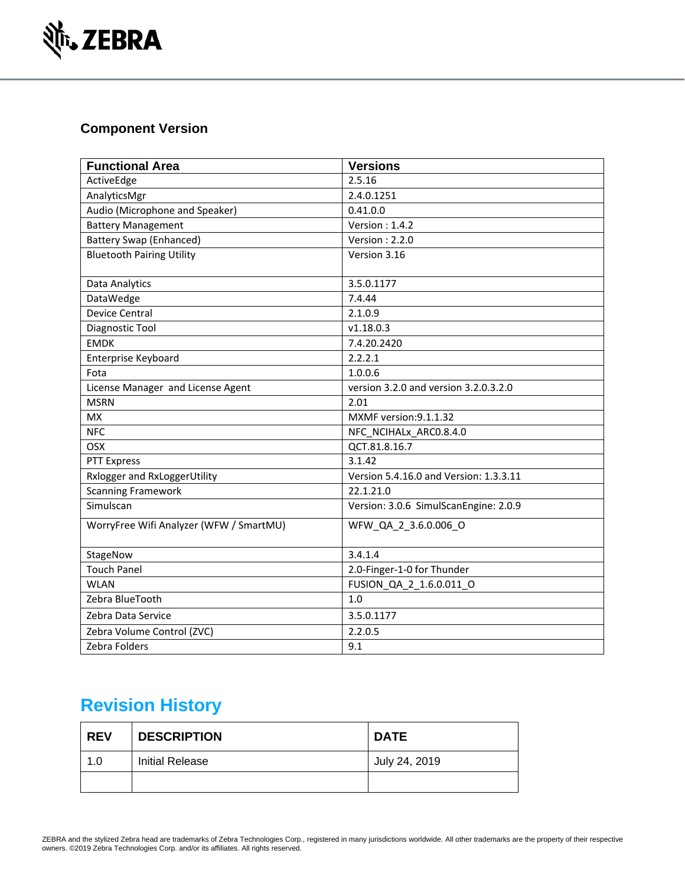## Component Version

| Functional Area | Versions |
|---|---|
| ActiveEdge | 2.5.16 |
| AnalyticsMgr | 2.4.0.1251 |
| Audio (Microphone and Speaker) | 0.41.0.0 |
| Battery Management | Version : 1.4.2 |
| Battery Swap (Enhanced) | Version : 2.2.0 |
| Bluetooth Pairing Utility | Version 3.16 |
| Data Analytics | 3.5.0.1177 |
| DataWedge | 7.4.44 |
| Device Central | 2.1.0.9 |
| Diagnostic Tool | v1.18.0.3 |
| EMDK | 7.4.20.2420 |
| Enterprise Keyboard | 2.2.2.1 |
| Fota | 1.0.0.6 |
| License Manager and License Agent | version 3.2.0 and version 3.2.0.3.2.0 |
| MSRN | 2.01 |
| MX | MXMF version:9.1.1.32 |
| NFC | NFC_NCIHALx_ARC0.8.4.0 |
| OSX | QCT.81.8.16.7 |
| PTT Express | 3.1.42 |
| Rxlogger and RxLoggerUtility | Version 5.4.16.0 and Version: 1.3.3.11 |
| Scanning Framework | 22.1.21.0 |
| Simulscan | Version: 3.0.6 SimulScanEngine: 2.0.9 |
| WorryFree Wifi Analyzer (WFW / SmartMU) | WFW_QA_2_3.6.0.006_O |
| StageNow | 3.4.1.4 |
| Touch Panel | 2.0-Finger-1-0 for Thunder |
| WLAN | FUSION_QA_2_1.6.0.011_O |
| Zebra BlueTooth | 1.0 |
| Zebra Data Service | 3.5.0.1177 |
| Zebra Volume Control (ZVC) | 2.2.0.5 |
| Zebra Folders | 9.1 |

## Revision History

| REV | DESCRIPTION | DATE |
|---|---|---|
| 1.0 | Initial Release | July 24, 2019 |
| | | |

ZEBRA and the stylized Zebra head are trademarks of Zebra Technologies Corp., registered in many jurisdictions worldwide. All other trademarks are the property of their respective owners. ©2019 Zebra Technologies Corp. and/or its affiliates. All rights reserved.